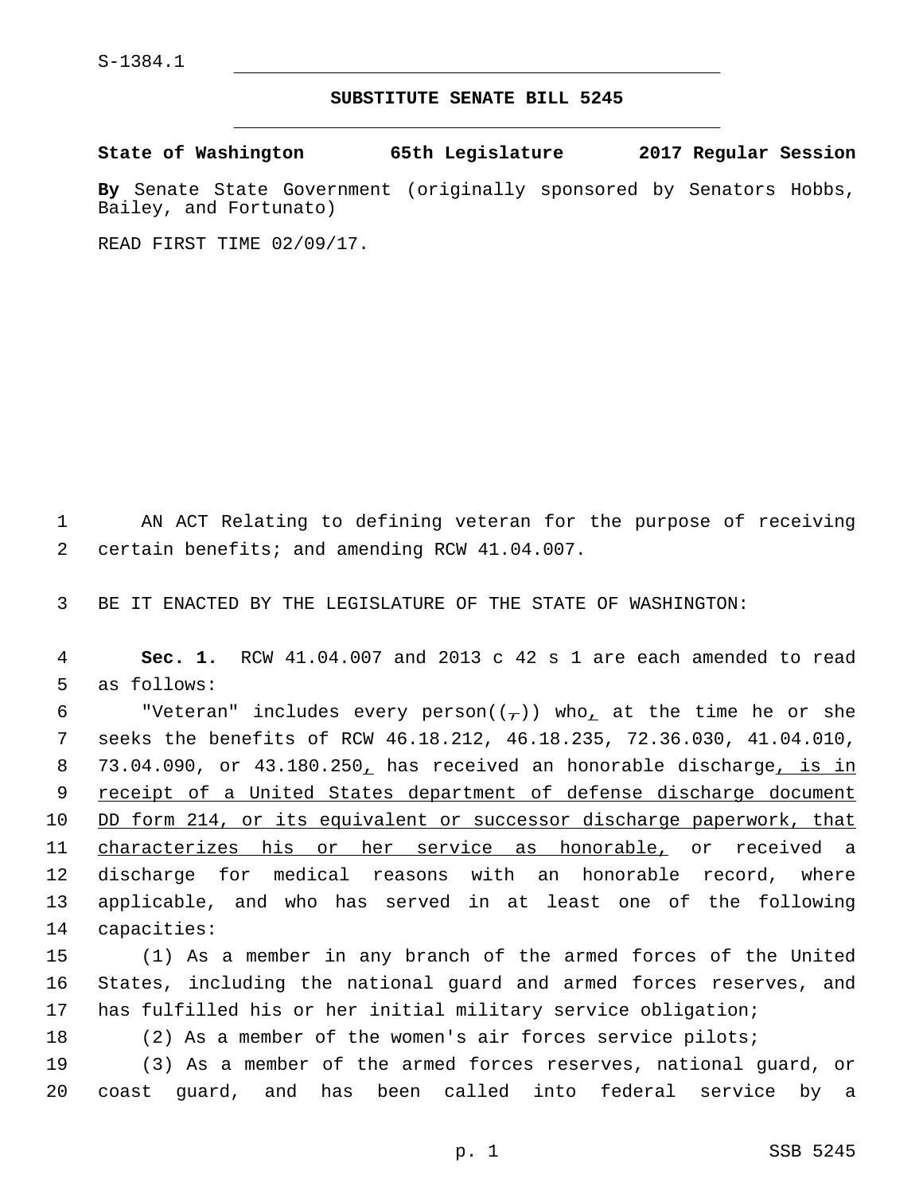S-1384.1

# SUBSTITUTE SENATE BILL 5245

**State of Washington 65th Legislature 2017 Regular Session**

**By** Senate State Government (originally sponsored by Senators Hobbs, Bailey, and Fortunato)

READ FIRST TIME 02/09/17.

AN ACT Relating to defining veteran for the purpose of receiving certain benefits; and amending RCW 41.04.007.

BE IT ENACTED BY THE LEGISLATURE OF THE STATE OF WASHINGTON:

**Sec. 1.** RCW 41.04.007 and 2013 c 42 s 1 are each amended to read as follows:

"Veteran" includes every person((,)) who, at the time he or she seeks the benefits of RCW 46.18.212, 46.18.235, 72.36.030, 41.04.010, 73.04.090, or 43.180.250, has received an honorable discharge, is in receipt of a United States department of defense discharge document DD form 214, or its equivalent or successor discharge paperwork, that characterizes his or her service as honorable, or received a discharge for medical reasons with an honorable record, where applicable, and who has served in at least one of the following capacities:

(1) As a member in any branch of the armed forces of the United States, including the national guard and armed forces reserves, and has fulfilled his or her initial military service obligation;

(2) As a member of the women's air forces service pilots;

(3) As a member of the armed forces reserves, national guard, or coast guard, and has been called into federal service by a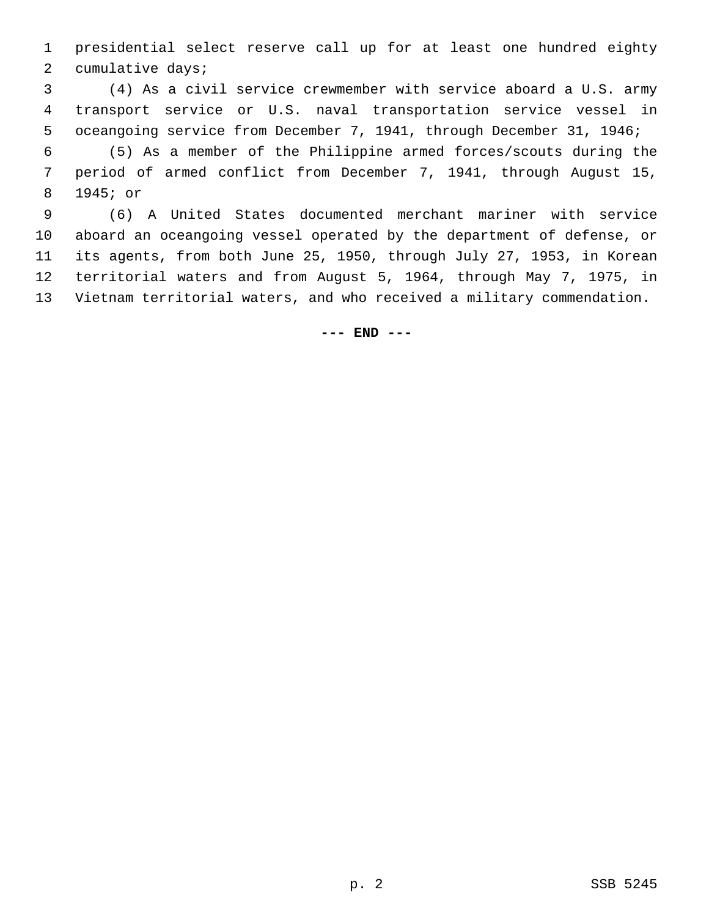presidential select reserve call up for at least one hundred eighty cumulative days;

(4) As a civil service crewmember with service aboard a U.S. army transport service or U.S. naval transportation service vessel in oceangoing service from December 7, 1941, through December 31, 1946;

(5) As a member of the Philippine armed forces/scouts during the period of armed conflict from December 7, 1941, through August 15, 1945; or

(6) A United States documented merchant mariner with service aboard an oceangoing vessel operated by the department of defense, or its agents, from both June 25, 1950, through July 27, 1953, in Korean territorial waters and from August 5, 1964, through May 7, 1975, in Vietnam territorial waters, and who received a military commendation.

**--- END ---**